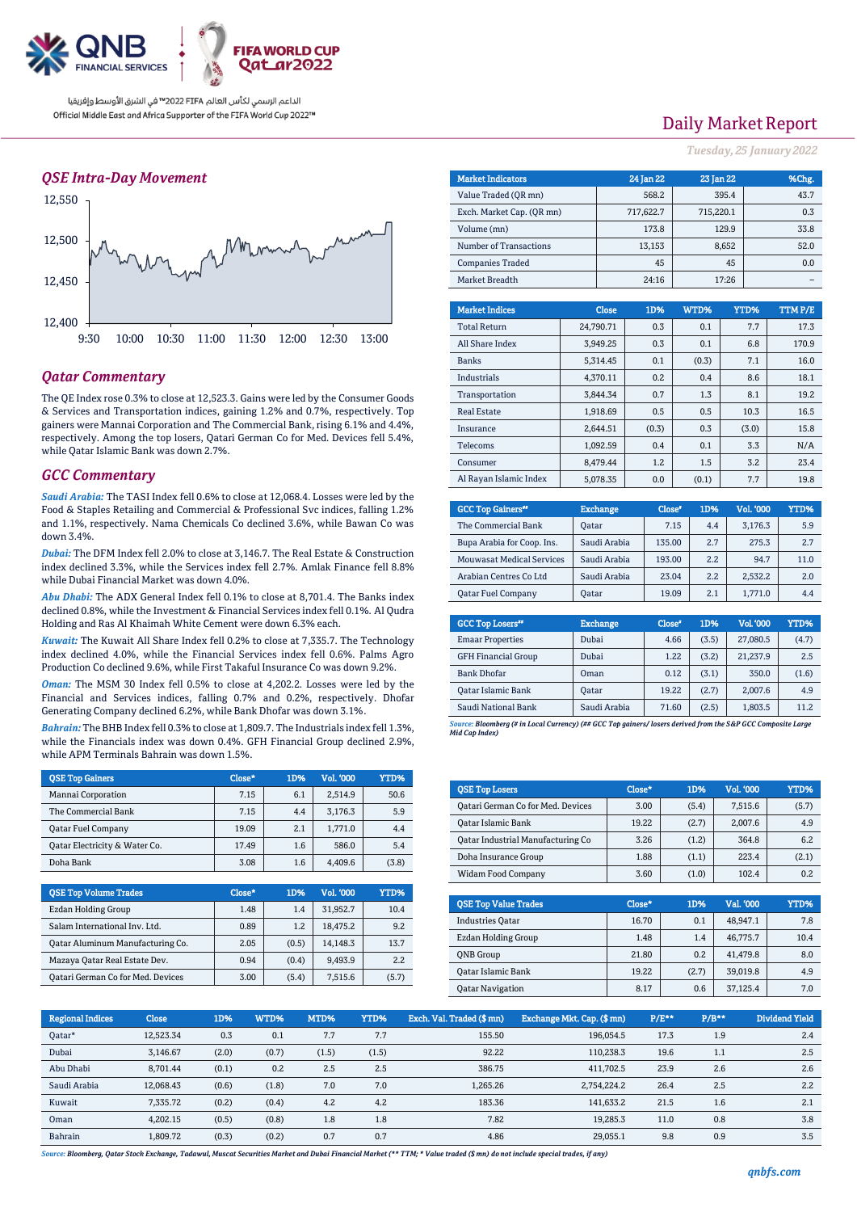الداعم الرسمي لكأس العالم FIFA 2022™ في الشرق الأوسط وإفريقيا

Official Middle East and Africa Supporter of the FIFA World Cup 2022™

# Daily Market Report

*Tuesday, 25 January 2022*

## QSE Intra-Day Movement

## Qatar Commentary

The QE Index rose 0.3% to close at 12,523.3. Gains were led by the Consumer Goods & Services and Transportation indices, gaining 1.2% and 0.7%, respectively. Top gainers were Mannai Corporation and The Commercial Bank, rising 6.1% and 4.4%, respectively. Among the top losers, Qatari German Co for Med. Devices fell 5.4%, while Qatar Islamic Bank was down 2.7%.

## GCC Commentary

***Saudi Arabia:*** The TASI Index fell 0.6% to close at 12,068.4. Losses were led by the Food & Staples Retailing and Commercial & Professional Svc indices, falling 1.2% and 1.1%, respectively. Nama Chemicals Co declined 3.6%, while Bawan Co was down 3.4%.

***Dubai:*** The DFM Index fell 2.0% to close at 3,146.7. The Real Estate & Construction index declined 3.3%, while the Services index fell 2.7%. Amlak Finance fell 8.8% while Dubai Financial Market was down 4.0%.

***Abu Dhabi:*** The ADX General Index fell 0.1% to close at 8,701.4. The Banks index declined 0.8%, while the Investment & Financial Services index fell 0.1%. Al Qudra Holding and Ras Al Khaimah White Cement were down 6.3% each.

***Kuwait:*** The Kuwait All Share Index fell 0.2% to close at 7,335.7. The Technology index declined 4.0%, while the Financial Services index fell 0.6%. Palms Agro Production Co declined 9.6%, while First Takaful Insurance Co was down 9.2%.

***Oman:*** The MSM 30 Index fell 0.5% to close at 4,202.2. Losses were led by the Financial and Services indices, falling 0.7% and 0.2%, respectively. Dhofar Generating Company declined 6.2%, while Bank Dhofar was down 3.1%.

***Bahrain:*** The BHB Index fell 0.3% to close at 1,809.7. The Industrials index fell 1.3%, while the Financials index was down 0.4%. GFH Financial Group declined 2.9%, while APM Terminals Bahrain was down 1.5%.

| Market Indicators | 24 Jan 22 | 23 Jan 22 | %Chg. |
|---|---|---|---|
| Value Traded (QR mn) | 568.2 | 395.4 | 43.7 |
| Exch. Market Cap. (QR mn) | 717,622.7 | 715,220.1 | 0.3 |
| Volume (mn) | 173.8 | 129.9 | 33.8 |
| Number of Transactions | 13,153 | 8,652 | 52.0 |
| Companies Traded | 45 | 45 | 0.0 |
| Market Breadth | 24:16 | 17:26 | – |

| Market Indices | Close | 1D% | WTD% | YTD% | TTM P/E |
|---|---|---|---|---|---|
| Total Return | 24,790.71 | 0.3 | 0.1 | 7.7 | 17.3 |
| All Share Index | 3,949.25 | 0.3 | 0.1 | 6.8 | 170.9 |
| Banks | 5,314.45 | 0.1 | (0.3) | 7.1 | 16.0 |
| Industrials | 4,370.11 | 0.2 | 0.4 | 8.6 | 18.1 |
| Transportation | 3,844.34 | 0.7 | 1.3 | 8.1 | 19.2 |
| Real Estate | 1,918.69 | 0.5 | 0.5 | 10.3 | 16.5 |
| Insurance | 2,644.51 | (0.3) | 0.3 | (3.0) | 15.8 |
| Telecoms | 1,092.59 | 0.4 | 0.1 | 3.3 | N/A |
| Consumer | 8,479.44 | 1.2 | 1.5 | 3.2 | 23.4 |
| Al Rayan Islamic Index | 5,078.35 | 0.0 | (0.1) | 7.7 | 19.8 |

| GCC Top Gainers## | Exchange | Close# | 1D% | Vol. '000 | YTD% |
|---|---|---|---|---|---|
| The Commercial Bank | Qatar | 7.15 | 4.4 | 3,176.3 | 5.9 |
| Bupa Arabia for Coop. Ins. | Saudi Arabia | 135.00 | 2.7 | 275.3 | 2.7 |
| Mouwasat Medical Services | Saudi Arabia | 193.00 | 2.2 | 94.7 | 11.0 |
| Arabian Centres Co Ltd | Saudi Arabia | 23.04 | 2.2 | 2,532.2 | 2.0 |
| Qatar Fuel Company | Qatar | 19.09 | 2.1 | 1,771.0 | 4.4 |

| GCC Top Losers## | Exchange | Close# | 1D% | Vol. '000 | YTD% |
|---|---|---|---|---|---|
| Emaar Properties | Dubai | 4.66 | (3.5) | 27,080.5 | (4.7) |
| GFH Financial Group | Dubai | 1.22 | (3.2) | 21,237.9 | 2.5 |
| Bank Dhofar | Oman | 0.12 | (3.1) | 350.0 | (1.6) |
| Qatar Islamic Bank | Qatar | 19.22 | (2.7) | 2,007.6 | 4.9 |
| Saudi National Bank | Saudi Arabia | 71.60 | (2.5) | 1,803.5 | 11.2 |

*Source: Bloomberg (# in Local Currency) (## GCC Top gainers/ losers derived from the S&P GCC Composite Large Mid Cap Index)*

| QSE Top Gainers | Close* | 1D% | Vol. '000 | YTD% |
|---|---|---|---|---|
| Mannai Corporation | 7.15 | 6.1 | 2,514.9 | 50.6 |
| The Commercial Bank | 7.15 | 4.4 | 3,176.3 | 5.9 |
| Qatar Fuel Company | 19.09 | 2.1 | 1,771.0 | 4.4 |
| Qatar Electricity & Water Co. | 17.49 | 1.6 | 586.0 | 5.4 |
| Doha Bank | 3.08 | 1.6 | 4,409.6 | (3.8) |

| QSE Top Losers | Close* | 1D% | Vol. '000 | YTD% |
|---|---|---|---|---|
| Qatari German Co for Med. Devices | 3.00 | (5.4) | 7,515.6 | (5.7) |
| Qatar Islamic Bank | 19.22 | (2.7) | 2,007.6 | 4.9 |
| Qatar Industrial Manufacturing Co | 3.26 | (1.2) | 364.8 | 6.2 |
| Doha Insurance Group | 1.88 | (1.1) | 223.4 | (2.1) |
| Widam Food Company | 3.60 | (1.0) | 102.4 | 0.2 |

| QSE Top Volume Trades | Close* | 1D% | Vol. '000 | YTD% |
|---|---|---|---|---|
| Ezdan Holding Group | 1.48 | 1.4 | 31,952.7 | 10.4 |
| Salam International Inv. Ltd. | 0.89 | 1.2 | 18,475.2 | 9.2 |
| Qatar Aluminum Manufacturing Co. | 2.05 | (0.5) | 14,148.3 | 13.7 |
| Mazaya Qatar Real Estate Dev. | 0.94 | (0.4) | 9,493.9 | 2.2 |
| Qatari German Co for Med. Devices | 3.00 | (5.4) | 7,515.6 | (5.7) |

| QSE Top Value Trades | Close* | 1D% | Val. '000 | YTD% |
|---|---|---|---|---|
| Industries Qatar | 16.70 | 0.1 | 48,947.1 | 7.8 |
| Ezdan Holding Group | 1.48 | 1.4 | 46,775.7 | 10.4 |
| QNB Group | 21.80 | 0.2 | 41,479.8 | 8.0 |
| Qatar Islamic Bank | 19.22 | (2.7) | 39,019.8 | 4.9 |
| Qatar Navigation | 8.17 | 0.6 | 37,125.4 | 7.0 |

| Regional Indices | Close | 1D% | WTD% | MTD% | YTD% | Exch. Val. Traded ($ mn) | Exchange Mkt. Cap. ($ mn) | P/E** | P/B** | Dividend Yield |
|---|---|---|---|---|---|---|---|---|---|---|
| Qatar* | 12,523.34 | 0.3 | 0.1 | 7.7 | 7.7 | 155.50 | 196,054.5 | 17.3 | 1.9 | 2.4 |
| Dubai | 3,146.67 | (2.0) | (0.7) | (1.5) | (1.5) | 92.22 | 110,238.3 | 19.6 | 1.1 | 2.5 |
| Abu Dhabi | 8,701.44 | (0.1) | 0.2 | 2.5 | 2.5 | 386.75 | 411,702.5 | 23.9 | 2.6 | 2.6 |
| Saudi Arabia | 12,068.43 | (0.6) | (1.8) | 7.0 | 7.0 | 1,265.26 | 2,754,224.2 | 26.4 | 2.5 | 2.2 |
| Kuwait | 7,335.72 | (0.2) | (0.4) | 4.2 | 4.2 | 183.36 | 141,633.2 | 21.5 | 1.6 | 2.1 |
| Oman | 4,202.15 | (0.5) | (0.8) | 1.8 | 1.8 | 7.82 | 19,285.3 | 11.0 | 0.8 | 3.8 |
| Bahrain | 1,809.72 | (0.3) | (0.2) | 0.7 | 0.7 | 4.86 | 29,055.1 | 9.8 | 0.9 | 3.5 |

*Source: Bloomberg, Qatar Stock Exchange, Tadawul, Muscat Securities Market and Dubai Financial Market (** TTM; * Value traded ($ mn) do not include special trades, if any)*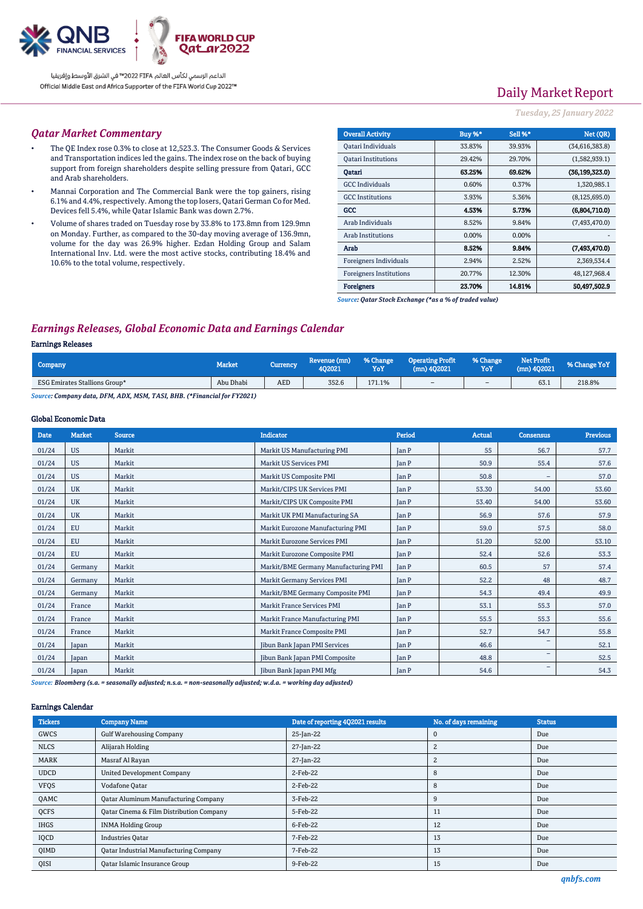# Daily Market Report

*Tuesday, 25 January 2022*

## Qatar Market Commentary

- The QE Index rose 0.3% to close at 12,523.3. The Consumer Goods & Services and Transportation indices led the gains. The index rose on the back of buying support from foreign shareholders despite selling pressure from Qatari, GCC and Arab shareholders.
- Mannai Corporation and The Commercial Bank were the top gainers, rising 6.1% and 4.4%, respectively. Among the top losers, Qatari German Co for Med. Devices fell 5.4%, while Qatar Islamic Bank was down 2.7%.
- Volume of shares traded on Tuesday rose by 33.8% to 173.8mn from 129.9mn on Monday. Further, as compared to the 30-day moving average of 136.9mn, volume for the day was 26.9% higher. Ezdan Holding Group and Salam International Inv. Ltd. were the most active stocks, contributing 18.4% and 10.6% to the total volume, respectively.

| Overall Activity | Buy %* | Sell %* | Net (QR) |
|---|---|---|---|
| Qatari Individuals | 33.83% | 39.93% | (34,616,383.8) |
| Qatari Institutions | 29.42% | 29.70% | (1,582,939.1) |
| **Qatari** | **63.25%** | **69.62%** | **(36,199,323.0)** |
| GCC Individuals | 0.60% | 0.37% | 1,320,985.1 |
| GCC Institutions | 3.93% | 5.36% | (8,125,695.0) |
| **GCC** | **4.53%** | **5.73%** | **(6,804,710.0)** |
| Arab Individuals | 8.52% | 9.84% | (7,493,470.0) |
| Arab Institutions | 0.00% | 0.00% | - |
| **Arab** | **8.52%** | **9.84%** | **(7,493,470.0)** |
| Foreigners Individuals | 2.94% | 2.52% | 2,369,534.4 |
| Foreigners Institutions | 20.77% | 12.30% | 48,127,968.4 |
| **Foreigners** | **23.70%** | **14.81%** | **50,497,502.9** |

*Source: Qatar Stock Exchange (\*as a % of traded value)*

## Earnings Releases, Global Economic Data and Earnings Calendar

### Earnings Releases

| Company | Market | Currency | Revenue (mn) 4Q2021 | % Change YoY | Operating Profit (mn) 4Q2021 | % Change YoY | Net Profit (mn) 4Q2021 | % Change YoY |
|---|---|---|---|---|---|---|---|---|
| ESG Emirates Stallions Group* | Abu Dhabi | AED | 352.6 | 171.1% | – | – | 63.1 | 218.8% |

*Source: Company data, DFM, ADX, MSM, TASI, BHB. (\*Financial for FY2021)*

### Global Economic Data

| Date | Market | Source | Indicator | Period | Actual | Consensus | Previous |
|---|---|---|---|---|---|---|---|
| 01/24 | US | Markit | Markit US Manufacturing PMI | Jan P | 55 | 56.7 | 57.7 |
| 01/24 | US | Markit | Markit US Services PMI | Jan P | 50.9 | 55.4 | 57.6 |
| 01/24 | US | Markit | Markit US Composite PMI | Jan P | 50.8 | – | 57.0 |
| 01/24 | UK | Markit | Markit/CIPS UK Services PMI | Jan P | 53.30 | 54.00 | 53.60 |
| 01/24 | UK | Markit | Markit/CIPS UK Composite PMI | Jan P | 53.40 | 54.00 | 53.60 |
| 01/24 | UK | Markit | Markit UK PMI Manufacturing SA | Jan P | 56.9 | 57.6 | 57.9 |
| 01/24 | EU | Markit | Markit Eurozone Manufacturing PMI | Jan P | 59.0 | 57.5 | 58.0 |
| 01/24 | EU | Markit | Markit Eurozone Services PMI | Jan P | 51.20 | 52.00 | 53.10 |
| 01/24 | EU | Markit | Markit Eurozone Composite PMI | Jan P | 52.4 | 52.6 | 53.3 |
| 01/24 | Germany | Markit | Markit/BME Germany Manufacturing PMI | Jan P | 60.5 | 57 | 57.4 |
| 01/24 | Germany | Markit | Markit Germany Services PMI | Jan P | 52.2 | 48 | 48.7 |
| 01/24 | Germany | Markit | Markit/BME Germany Composite PMI | Jan P | 54.3 | 49.4 | 49.9 |
| 01/24 | France | Markit | Markit France Services PMI | Jan P | 53.1 | 55.3 | 57.0 |
| 01/24 | France | Markit | Markit France Manufacturing PMI | Jan P | 55.5 | 55.3 | 55.6 |
| 01/24 | France | Markit | Markit France Composite PMI | Jan P | 52.7 | 54.7 | 55.8 |
| 01/24 | Japan | Markit | Jibun Bank Japan PMI Services | Jan P | 46.6 | – | 52.1 |
| 01/24 | Japan | Markit | Jibun Bank Japan PMI Composite | Jan P | 48.8 | – | 52.5 |
| 01/24 | Japan | Markit | Jibun Bank Japan PMI Mfg | Jan P | 54.6 | – | 54.3 |

*Source: Bloomberg (s.a. = seasonally adjusted; n.s.a. = non-seasonally adjusted; w.d.a. = working day adjusted)*

### Earnings Calendar

| Tickers | Company Name | Date of reporting 4Q2021 results | No. of days remaining | Status |
|---|---|---|---|---|
| GWCS | Gulf Warehousing Company | 25-Jan-22 | 0 | Due |
| NLCS | Alijarah Holding | 27-Jan-22 | 2 | Due |
| MARK | Masraf Al Rayan | 27-Jan-22 | 2 | Due |
| UDCD | United Development Company | 2-Feb-22 | 8 | Due |
| VFQS | Vodafone Qatar | 2-Feb-22 | 8 | Due |
| QAMC | Qatar Aluminum Manufacturing Company | 3-Feb-22 | 9 | Due |
| QCFS | Qatar Cinema & Film Distribution Company | 5-Feb-22 | 11 | Due |
| IHGS | INMA Holding Group | 6-Feb-22 | 12 | Due |
| IQCD | Industries Qatar | 7-Feb-22 | 13 | Due |
| QIMD | Qatar Industrial Manufacturing Company | 7-Feb-22 | 13 | Due |
| QISI | Qatar Islamic Insurance Group | 9-Feb-22 | 15 | Due |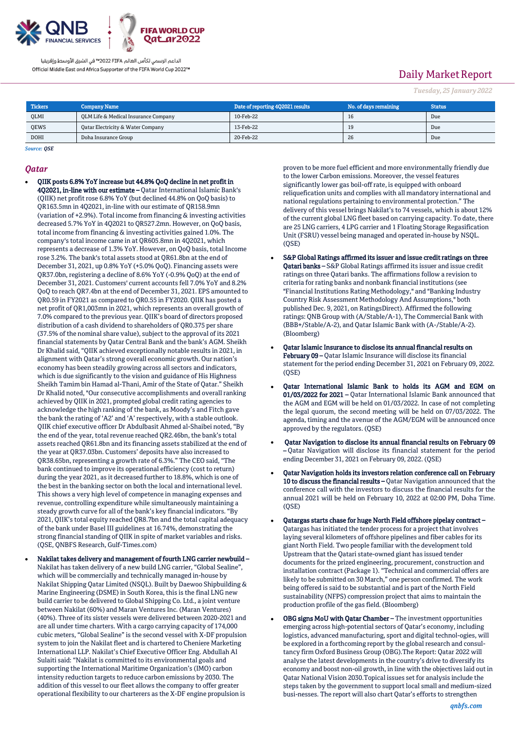Daily Market Report

*Tuesday, 25 January 2022*

| Tickers | Company Name | Date of reporting 4Q2021 results | No. of days remaining | Status |
|---|---|---|---|---|
| QLMI | QLM Life & Medical Insurance Company | 10-Feb-22 | 16 | Due |
| QEWS | Qatar Electricity & Water Company | 13-Feb-22 | 19 | Due |
| DOHI | Doha Insurance Group | 20-Feb-22 | 26 | Due |

*Source: QSE*

## Qatar

- **QIIK posts 6.8% YoY increase but 44.8% QoQ decline in net profit in 4Q2021, in-line with our estimate –** Qatar International Islamic Bank's (QIIK) net profit rose 6.8% YoY (but declined 44.8% on QoQ basis) to QR163.5mn in 4Q2021, in-line with our estimate of QR158.9mn (variation of +2.9%). Total income from financing & investing activities decreased 5.7% YoY in 4Q2021 to QR527.2mn. However, on QoQ basis, total income from financing & investing activities gained 1.0%. The company's total income came in at QR605.8mn in 4Q2021, which represents a decrease of 1.3% YoY. However, on QoQ basis, total Income rose 3.2%. The bank's total assets stood at QR61.8bn at the end of December 31, 2021, up 0.8% YoY (+5.0% QoQ). Financing assets were QR37.0bn, registering a decline of 8.6% YoY (-0.9% QoQ) at the end of December 31, 2021. Customers' current accounts fell 7.0% YoY and 8.2% QoQ to reach QR7.4bn at the end of December 31, 2021. EPS amounted to QR0.59 in FY2021 as compared to QR0.55 in FY2020. QIIK has posted a net profit of QR1,003mn in 2021, which represents an overall growth of 7.0% compared to the previous year. QIIK's board of directors proposed distribution of a cash dividend to shareholders of QR0.375 per share (37.5% of the nominal share value), subject to the approval of its 2021 financial statements by Qatar Central Bank and the bank's AGM. Sheikh Dr Khalid said, "QIIK achieved exceptionally notable results in 2021, in alignment with Qatar's strong overall economic growth. Our nation's economy has been steadily growing across all sectors and indicators, which is due significantly to the vision and guidance of His Highness Sheikh Tamim bin Hamad al-Thani, Amir of the State of Qatar." Sheikh Dr Khalid noted, "Our consecutive accomplishments and overall ranking achieved by QIIK in 2021, prompted global credit rating agencies to acknowledge the high ranking of the bank, as Moody's and Fitch gave the bank the rating of 'A2' and 'A' respectively, with a stable outlook. QIIK chief executive officer Dr Abdulbasit Ahmed al-Shaibei noted, "By the end of the year, total revenue reached QR2.46bn, the bank's total assets reached QR61.8bn and its financing assets stabilized at the end of the year at QR37.03bn. Customers' deposits have also increased to QR38.65bn, representing a growth rate of 6.3%." The CEO said, "The bank continued to improve its operational efficiency (cost to return) during the year 2021, as it decreased further to 18.8%, which is one of the best in the banking sector on both the local and international level. This shows a very high level of competence in managing expenses and revenue, controlling expenditure while simultaneously maintaining a steady growth curve for all of the bank's key financial indicators. "By 2021, QIIK's total equity reached QR8.7bn and the total capital adequacy of the bank under Basel III guidelines at 16.74%, demonstrating the strong financial standing of QIIK in spite of market variables and risks. (QSE, QNBFS Research, Gulf-Times.com)

- **Nakilat takes delivery and management of fourth LNG carrier newbuild –** Nakilat has taken delivery of a new build LNG carrier, "Global Sealine", which will be commercially and technically managed in-house by Nakilat Shipping Qatar Limited (NSQL). Built by Daewoo Shipbuilding & Marine Engineering (DSME) in South Korea, this is the final LNG new build carrier to be delivered to Global Shipping Co. Ltd., a joint venture between Nakilat (60%) and Maran Ventures Inc. (Maran Ventures) (40%). Three of its sister vessels were delivered between 2020-2021 and are all under time charters. With a cargo carrying capacity of 174,000 cubic meters, "Global Sealine" is the second vessel with X-DF propulsion system to join the Nakilat fleet and is chartered to Cheniere Marketing International LLP. Nakilat's Chief Executive Officer Eng. Abdullah Al Sulaiti said: "Nakilat is committed to its environmental goals and supporting the International Maritime Organization's (IMO) carbon intensity reduction targets to reduce carbon emissions by 2030. The addition of this vessel to our fleet allows the company to offer greater operational flexibility to our charterers as the X-DF engine propulsion is proven to be more fuel efficient and more environmentally friendly due to the lower Carbon emissions. Moreover, the vessel features significantly lower gas boil-off rate, is equipped with onboard reliquefication units and complies with all mandatory international and national regulations pertaining to environmental protection." The delivery of this vessel brings Nakilat's to 74 vessels, which is about 12% of the current global LNG fleet based on carrying capacity. To date, there are 25 LNG carriers, 4 LPG carrier and 1 Floating Storage Regasification Unit (FSRU) vessel being managed and operated in-house by NSQL. (QSE)

- **S&P Global Ratings affirmed its issuer and issue credit ratings on three Qatari banks –** S&P Global Ratings affirmed its issuer and issue credit ratings on three Qatari banks. The affirmations follow a revision to criteria for rating banks and nonbank financial institutions (see "Financial Institutions Rating Methodology," and "Banking Industry Country Risk Assessment Methodology And Assumptions," both published Dec. 9, 2021, on RatingsDirect). Affirmed the following ratings: QNB Group with (A/Stable/A-1), The Commercial Bank with (BBB+/Stable/A-2), and Qatar Islamic Bank with (A-/Stable/A-2). (Bloomberg)

- **Qatar Islamic Insurance to disclose its annual financial results on February 09 –** Qatar Islamic Insurance will disclose its financial statement for the period ending December 31, 2021 on February 09, 2022. (QSE)

- **Qatar International Islamic Bank to holds its AGM and EGM on 01/03/2022 for 2021 –** Qatar International Islamic Bank announced that the AGM and EGM will be held on 01/03/2022. In case of not completing the legal quorum, the second meeting will be held on 07/03/2022. The agenda, timing and the avenue of the AGM/EGM will be announced once approved by the regulators. (QSE)

- **Qatar Navigation to disclose its annual financial results on February 09 –** Qatar Navigation will disclose its financial statement for the period ending December 31, 2021 on February 09, 2022. (QSE)

- **Qatar Navigation holds its investors relation conference call on February 10 to discuss the financial results –** Qatar Navigation announced that the conference call with the investors to discuss the financial results for the annual 2021 will be held on February 10, 2022 at 02:00 PM, Doha Time. (QSE)

- **Qatargas starts chase for huge North Field offshore pipelay contract –** Qatargas has initiated the tender process for a project that involves laying several kilometers of offshore pipelines and fiber cables for its giant North Field. Two people familiar with the development told Upstream that the Qatari state-owned giant has issued tender documents for the prized engineering, procurement, construction and installation contract (Package 1). "Technical and commercial offers are likely to be submitted on 30 March," one person confirmed. The work being offered is said to be substantial and is part of the North Field sustainability (NFPS) compression project that aims to maintain the production profile of the gas field. (Bloomberg)

- **OBG signs MoU with Qatar Chamber –** The investment opportunities emerging across high-potential sectors of Qatar's economy, including logistics, advanced manufacturing, sport and digital technol-ogies, will be explored in a forthcoming report by the global research and consul-tancy firm Oxford Business Group (OBG).The Report: Qatar 2022 will analyse the latest developments in the country's drive to diversify its economy and boost non-oil growth, in line with the objectives laid out in Qatar National Vision 2030.Topical issues set for analysis include the steps taken by the government to support local small and medium-sized busi-nesses. The report will also chart Qatar's efforts to strengthen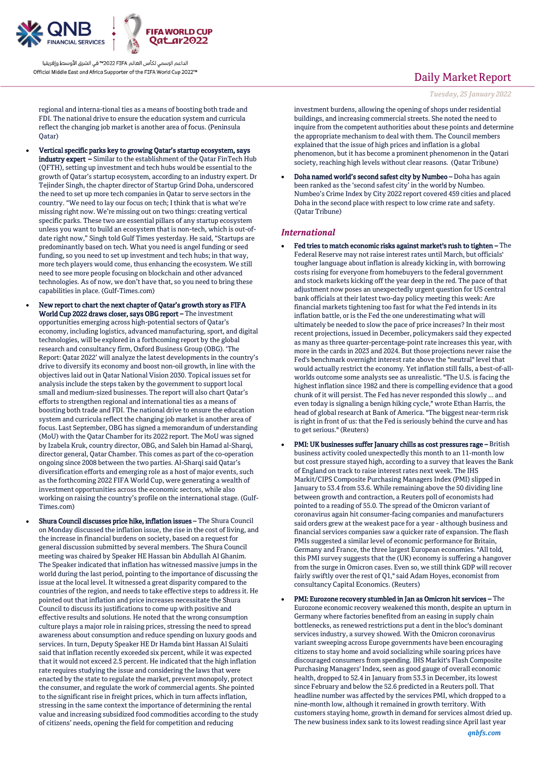regional and interna-tional ties as a means of boosting both trade and FDI. The national drive to ensure the education system and curricula reflect the changing job market is another area of focus. (Peninsula Qatar)

- **Vertical specific parks key to growing Qatar's startup ecosystem, says industry expert –** Similar to the establishment of the Qatar FinTech Hub (QFTH), setting up investment and tech hubs would be essential to the growth of Qatar's startup ecosystem, according to an industry expert. Dr Tejinder Singh, the chapter director of Startup Grind Doha, underscored the need to set up more tech companies in Qatar to serve sectors in the country. "We need to lay our focus on tech; I think that is what we're missing right now. We're missing out on two things: creating vertical specific parks. These two are essential pillars of any startup ecosystem unless you want to build an ecosystem that is non-tech, which is out-of-date right now," Singh told Gulf Times yesterday. He said, "Startups are predominantly based on tech. What you need is angel funding or seed funding, so you need to set up investment and tech hubs; in that way, more tech players would come, thus enhancing the ecosystem. We still need to see more people focusing on blockchain and other advanced technologies. As of now, we don't have that, so you need to bring these capabilities in place. (Gulf-Times.com)

- **New report to chart the next chapter of Qatar's growth story as FIFA World Cup 2022 draws closer, says OBG report –** The investment opportunities emerging across high-potential sectors of Qatar's economy, including logistics, advanced manufacturing, sport, and digital technologies, will be explored in a forthcoming report by the global research and consultancy firm, Oxford Business Group (OBG). 'The Report: Qatar 2022' will analyze the latest developments in the country's drive to diversify its economy and boost non-oil growth, in line with the objectives laid out in Qatar National Vision 2030. Topical issues set for analysis include the steps taken by the government to support local small and medium-sized businesses. The report will also chart Qatar's efforts to strengthen regional and international ties as a means of boosting both trade and FDI. The national drive to ensure the education system and curricula reflect the changing job market is another area of focus. Last September, OBG has signed a memorandum of understanding (MoU) with the Qatar Chamber for its 2022 report. The MoU was signed by Izabela Kruk, country director, OBG, and Saleh bin Hamad al-Sharqi, director general, Qatar Chamber. This comes as part of the co-operation ongoing since 2008 between the two parties. Al-Sharqi said Qatar's diversification efforts and emerging role as a host of major events, such as the forthcoming 2022 FIFA World Cup, were generating a wealth of investment opportunities across the economic sectors, while also working on raising the country's profile on the international stage. (Gulf-Times.com)

- **Shura Council discusses price hike, inflation issues –** The Shura Council on Monday discussed the inflation issue, the rise in the cost of living, and the increase in financial burdens on society, based on a request for general discussion submitted by several members. The Shura Council meeting was chaired by Speaker HE Hassan bin Abdullah Al Ghanim. The Speaker indicated that inflation has witnessed massive jumps in the world during the last period, pointing to the importance of discussing the issue at the local level. It witnessed a great disparity compared to the countries of the region, and needs to take effective steps to address it. He pointed out that inflation and price increases necessitate the Shura Council to discuss its justifications to come up with positive and effective results and solutions. He noted that the wrong consumption culture plays a major role in raising prices, stressing the need to spread awareness about consumption and reduce spending on luxury goods and services. In turn, Deputy Speaker HE Dr Hamda bint Hassan Al Sulaiti said that inflation recently exceeded six percent, while it was expected that it would not exceed 2.5 percent. He indicated that the high inflation rate requires studying the issue and considering the laws that were enacted by the state to regulate the market, prevent monopoly, protect the consumer, and regulate the work of commercial agents. She pointed to the significant rise in freight prices, which in turn affects inflation, stressing in the same context the importance of determining the rental value and increasing subsidized food commodities according to the study of citizens' needs, opening the field for competition and reducing investment burdens, allowing the opening of shops under residential buildings, and increasing commercial streets. She noted the need to inquire from the competent authorities about these points and determine the appropriate mechanism to deal with them. The Council members explained that the issue of high prices and inflation is a global phenomenon, but it has become a prominent phenomenon in the Qatari society, reaching high levels without clear reasons. (Qatar Tribune)

- **Doha named world's second safest city by Numbeo –** Doha has again been ranked as the 'second safest city' in the world by Numbeo. Numbeo's Crime Index by City 2022 report covered 459 cities and placed Doha in the second place with respect to low crime rate and safety. (Qatar Tribune)

## *International*

- **Fed tries to match economic risks against market's rush to tighten –** The Federal Reserve may not raise interest rates until March, but officials' tougher language about inflation is already kicking in, with borrowing costs rising for everyone from homebuyers to the federal government and stock markets kicking off the year deep in the red. The pace of that adjustment now poses an unexpectedly urgent question for US central bank officials at their latest two-day policy meeting this week: Are financial markets tightening too fast for what the Fed intends in its inflation battle, or is the Fed the one underestimating what will ultimately be needed to slow the pace of price increases? In their most recent projections, issued in December, policymakers said they expected as many as three quarter-percentage-point rate increases this year, with more in the cards in 2023 and 2024. But those projections never raise the Fed's benchmark overnight interest rate above the "neutral" level that would actually restrict the economy. Yet inflation still falls, a best-of-all-worlds outcome some analysts see as unrealistic. "The U.S. is facing the highest inflation since 1982 and there is compelling evidence that a good chunk of it will persist. The Fed has never responded this slowly ... and even today is signaling a benign hiking cycle," wrote Ethan Harris, the head of global research at Bank of America. "The biggest near-term risk is right in front of us: that the Fed is seriously behind the curve and has to get serious." (Reuters)

- **PMI: UK businesses suffer January chills as cost pressures rage –** British business activity cooled unexpectedly this month to an 11-month low but cost pressure stayed high, according to a survey that leaves the Bank of England on track to raise interest rates next week. The IHS Markit/CIPS Composite Purchasing Managers Index (PMI) slipped in January to 53.4 from 53.6. While remaining above the 50 dividing line between growth and contraction, a Reuters poll of economists had pointed to a reading of 55.0. The spread of the Omicron variant of coronavirus again hit consumer-facing companies and manufacturers said orders grew at the weakest pace for a year - although business and financial services companies saw a quicker rate of expansion. The flash PMIs suggested a similar level of economic performance for Britain, Germany and France, the three largest European economies. "All told, this PMI survey suggests that the (UK) economy is suffering a hangover from the surge in Omicron cases. Even so, we still think GDP will recover fairly swiftly over the rest of Q1," said Adam Hoyes, economist from consultancy Capital Economics. (Reuters)

- **PMI: Eurozone recovery stumbled in Jan as Omicron hit services –** The Eurozone economic recovery weakened this month, despite an upturn in Germany where factories benefited from an easing in supply chain bottlenecks, as renewed restrictions put a dent in the bloc's dominant services industry, a survey showed. With the Omicron coronavirus variant sweeping across Europe governments have been encouraging citizens to stay home and avoid socializing while soaring prices have discouraged consumers from spending. IHS Markit's Flash Composite Purchasing Managers' Index, seen as good gauge of overall economic health, dropped to 52.4 in January from 53.3 in December, its lowest since February and below the 52.6 predicted in a Reuters poll. That headline number was affected by the services PMI, which dropped to a nine-month low, although it remained in growth territory. With customers staying home, growth in demand for services almost dried up. The new business index sank to its lowest reading since April last year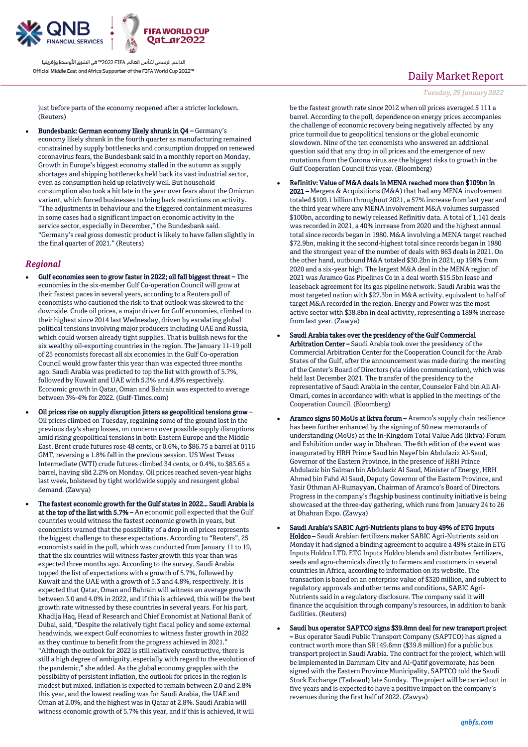just before parts of the economy reopened after a stricter lockdown. (Reuters)

- **Bundesbank: German economy likely shrunk in Q4 –** Germany's economy likely shrank in the fourth quarter as manufacturing remained constrained by supply bottlenecks and consumption dropped on renewed coronavirus fears, the Bundesbank said in a monthly report on Monday. Growth in Europe's biggest economy stalled in the autumn as supply shortages and shipping bottlenecks held back its vast industrial sector, even as consumption held up relatively well. But household consumption also took a hit late in the year over fears about the Omicron variant, which forced businesses to bring back restrictions on activity. "The adjustments in behaviour and the triggered containment measures in some cases had a significant impact on economic activity in the service sector, especially in December," the Bundesbank said. "Germany's real gross domestic product is likely to have fallen slightly in the final quarter of 2021." (Reuters)

## *Regional*

- **Gulf economies seen to grow faster in 2022; oil fall biggest threat –** The economies in the six-member Gulf Co-operation Council will grow at their fastest paces in several years, according to a Reuters poll of economists who cautioned the risk to that outlook was skewed to the downside. Crude oil prices, a major driver for Gulf economies, climbed to their highest since 2014 last Wednesday, driven by escalating global political tensions involving major producers including UAE and Russia, which could worsen already tight supplies. That is bullish news for the six wealthy oil-exporting countries in the region. The January 11-19 poll of 25 economists forecast all six economies in the Gulf Co-operation Council would grow faster this year than was expected three months ago. Saudi Arabia was predicted to top the list with growth of 5.7%, followed by Kuwait and UAE with 5.3% and 4.8% respectively. Economic growth in Qatar, Oman and Bahrain was expected to average between 3%-4% for 2022. (Gulf-Times.com)

- **Oil prices rise on supply disruption jitters as geopolitical tensions grow –** Oil prices climbed on Tuesday, regaining some of the ground lost in the previous day's sharp losses, on concerns over possible supply disruptions amid rising geopolitical tensions in both Eastern Europe and the Middle East. Brent crude futures rose 48 cents, or 0.6%, to $86.75 a barrel at 0116 GMT, reversing a 1.8% fall in the previous session. US West Texas Intermediate (WTI) crude futures climbed 34 cents, or 0.4%, to $83.65 a barrel, having slid 2.2% on Monday. Oil prices reached seven-year highs last week, bolstered by tight worldwide supply and resurgent global demand. (Zawya)

- **The fastest economic growth for the Gulf states in 2022... Saudi Arabia is at the top of the list with 5.7% –** An economic poll expected that the Gulf countries would witness the fastest economic growth in years, but economists warned that the possibility of a drop in oil prices represents the biggest challenge to these expectations. According to "Reuters", 25 economists said in the poll, which was conducted from January 11 to 19, that the six countries will witness faster growth this year than was expected three months ago. According to the survey, Saudi Arabia topped the list of expectations with a growth of 5.7%, followed by Kuwait and the UAE with a growth of 5.3 and 4.8%, respectively. It is expected that Qatar, Oman and Bahrain will witness an average growth between 3.0 and 4.0% in 2022, and if this is achieved, this will be the best growth rate witnessed by these countries in several years. For his part, Khadija Haq, Head of Research and Chief Economist at National Bank of Dubai, said, "Despite the relatively tight fiscal policy and some external headwinds, we expect Gulf economies to witness faster growth in 2022 as they continue to benefit from the progress achieved in 2021." "Although the outlook for 2022 is still relatively constructive, there is still a high degree of ambiguity, especially with regard to the evolution of the pandemic," she added. As the global economy grapples with the possibility of persistent inflation, the outlook for prices in the region is modest but mixed. Inflation is expected to remain between 2.0 and 2.8% this year, and the lowest reading was for Saudi Arabia, the UAE and Oman at 2.0%, and the highest was in Qatar at 2.8%. Saudi Arabia will witness economic growth of 5.7% this year, and if this is achieved, it will be the fastest growth rate since 2012 when oil prices averaged $ 111 a barrel. According to the poll, dependence on energy prices accompanies the challenge of economic recovery being negatively affected by any price turmoil due to geopolitical tensions or the global economic slowdown. Nine of the ten economists who answered an additional question said that any drop in oil prices and the emergence of new mutations from the Corona virus are the biggest risks to growth in the Gulf Cooperation Council this year. (Bloomberg)

- **Refinitiv: Value of M&A deals in MENA reached more than $109bn in 2021 –** Mergers & Acquisitions (M&A) that had any MENA involvement totaled $109.1 billion throughout 2021, a 57% increase from last year and the third year where any MENA involvement M&A volumes surpassed $100bn, according to newly released Refinitiv data. A total of 1,141 deals was recorded in 2021, a 40% increase from 2020 and the highest annual total since records began in 1980. M&A involving a MENA target reached $72.9bn, making it the second-highest total since records began in 1980 and the strongest year of the number of deals with 863 deals in 2021. On the other hand, outbound M&A totaled $30.2bn in 2021, up 198% from 2020 and a six-year high. The largest M&A deal in the MENA region of 2021 was Aramco Gas Pipelines Co in a deal worth $15.5bn lease and leaseback agreement for its gas pipeline network. Saudi Arabia was the most targeted nation with $27.3bn in M&A activity, equivalent to half of target M&A recorded in the region. Energy and Power was the most active sector with $38.8bn in deal activity, representing a 189% increase from last year. (Zawya)

- **Saudi Arabia takes over the presidency of the Gulf Commercial Arbitration Center –** Saudi Arabia took over the presidency of the Commercial Arbitration Center for the Cooperation Council for the Arab States of the Gulf, after the announcement was made during the meeting of the Center's Board of Directors (via video communication), which was held last December 2021. The transfer of the presidency to the representative of Saudi Arabia in the center, Counselor Fahd bin Ali Al-Omari, comes in accordance with what is applied in the meetings of the Cooperation Council. (Bloomberg)

- **Aramco signs 50 MoUs at iktva forum –** Aramco's supply chain resilience has been further enhanced by the signing of 50 new memoranda of understanding (MoUs) at the In-Kingdom Total Value Add (iktva) Forum and Exhibition under way in Dhahran. The 6th edition of the event was inaugurated by HRH Prince Saud bin Nayef bin Abdulaziz Al-Saud, Governor of the Eastern Province, in the presence of HRH Prince Abdulaziz bin Salman bin Abdulaziz Al Saud, Minister of Energy, HRH Ahmed bin Fahd Al Saud, Deputy Governor of the Eastern Province, and Yasir Othman Al-Rumayyan, Chairman of Aramco's Board of Directors. Progress in the company's flagship business continuity initiative is being showcased at the three-day gathering, which runs from January 24 to 26 at Dhahran Expo. (Zawya)

- **Saudi Arabia's SABIC Agri-Nutrients plans to buy 49% of ETG Inputs Holdco –** Saudi Arabian fertilizers maker SABIC Agri-Nutrients said on Monday it had signed a binding agreement to acquire a 49% stake in ETG Inputs Holdco LTD. ETG Inputs Holdco blends and distributes fertilizers, seeds and agro-chemicals directly to farmers and customers in several countries in Africa, according to information on its website. The transaction is based on an enterprise value of $320 million, and subject to regulatory approvals and other terms and conditions, SABIC Agri-Nutrients said in a regulatory disclosure. The company said it will finance the acquisition through company's resources, in addition to bank facilities. (Reuters)

- **Saudi bus operator SAPTCO signs $39.8mn deal for new transport project –** Bus operator Saudi Public Transport Company (SAPTCO) has signed a contract worth more than SR149.6mn ($39.8 million) for a public bus transport project in Saudi Arabia. The contract for the project, which will be implemented in Dammam City and Al-Qatif governorate, has been signed with the Eastern Province Municipality, SAPTCO told the Saudi Stock Exchange (Tadawul) late Sunday. The project will be carried out in five years and is expected to have a positive impact on the company's revenues during the first half of 2022. (Zawya)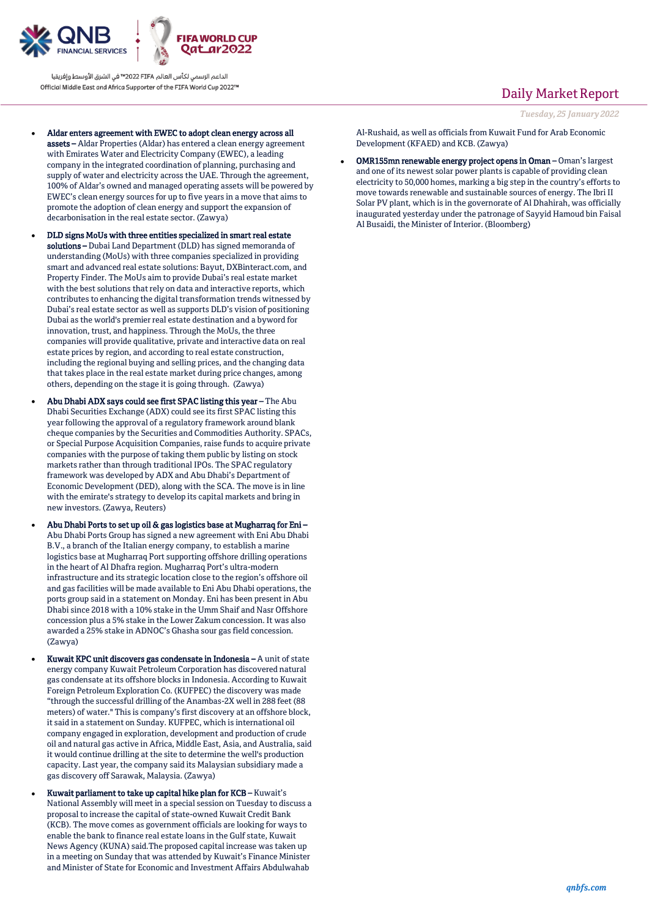- **Aldar enters agreement with EWEC to adopt clean energy across all assets –** Aldar Properties (Aldar) has entered a clean energy agreement with Emirates Water and Electricity Company (EWEC), a leading company in the integrated coordination of planning, purchasing and supply of water and electricity across the UAE. Through the agreement, 100% of Aldar's owned and managed operating assets will be powered by EWEC's clean energy sources for up to five years in a move that aims to promote the adoption of clean energy and support the expansion of decarbonisation in the real estate sector. (Zawya)

- **DLD signs MoUs with three entities specialized in smart real estate solutions –** Dubai Land Department (DLD) has signed memoranda of understanding (MoUs) with three companies specialized in providing smart and advanced real estate solutions: Bayut, DXBinteract.com, and Property Finder. The MoUs aim to provide Dubai's real estate market with the best solutions that rely on data and interactive reports, which contributes to enhancing the digital transformation trends witnessed by Dubai's real estate sector as well as supports DLD's vision of positioning Dubai as the world's premier real estate destination and a byword for innovation, trust, and happiness. Through the MoUs, the three companies will provide qualitative, private and interactive data on real estate prices by region, and according to real estate construction, including the regional buying and selling prices, and the changing data that takes place in the real estate market during price changes, among others, depending on the stage it is going through. (Zawya)

- **Abu Dhabi ADX says could see first SPAC listing this year –** The Abu Dhabi Securities Exchange (ADX) could see its first SPAC listing this year following the approval of a regulatory framework around blank cheque companies by the Securities and Commodities Authority. SPACs, or Special Purpose Acquisition Companies, raise funds to acquire private companies with the purpose of taking them public by listing on stock markets rather than through traditional IPOs. The SPAC regulatory framework was developed by ADX and Abu Dhabi's Department of Economic Development (DED), along with the SCA. The move is in line with the emirate's strategy to develop its capital markets and bring in new investors. (Zawya, Reuters)

- **Abu Dhabi Ports to set up oil & gas logistics base at Mugharraq for Eni –** Abu Dhabi Ports Group has signed a new agreement with Eni Abu Dhabi B.V., a branch of the Italian energy company, to establish a marine logistics base at Mugharraq Port supporting offshore drilling operations in the heart of Al Dhafra region. Mugharraq Port's ultra-modern infrastructure and its strategic location close to the region's offshore oil and gas facilities will be made available to Eni Abu Dhabi operations, the ports group said in a statement on Monday. Eni has been present in Abu Dhabi since 2018 with a 10% stake in the Umm Shaif and Nasr Offshore concession plus a 5% stake in the Lower Zakum concession. It was also awarded a 25% stake in ADNOC's Ghasha sour gas field concession. (Zawya)

- **Kuwait KPC unit discovers gas condensate in Indonesia –** A unit of state energy company Kuwait Petroleum Corporation has discovered natural gas condensate at its offshore blocks in Indonesia. According to Kuwait Foreign Petroleum Exploration Co. (KUFPEC) the discovery was made "through the successful drilling of the Anambas-2X well in 288 feet (88 meters) of water." This is company's first discovery at an offshore block, it said in a statement on Sunday. KUFPEC, which is international oil company engaged in exploration, development and production of crude oil and natural gas active in Africa, Middle East, Asia, and Australia, said it would continue drilling at the site to determine the well's production capacity. Last year, the company said its Malaysian subsidiary made a gas discovery off Sarawak, Malaysia. (Zawya)

- **Kuwait parliament to take up capital hike plan for KCB –** Kuwait's National Assembly will meet in a special session on Tuesday to discuss a proposal to increase the capital of state-owned Kuwait Credit Bank (KCB). The move comes as government officials are looking for ways to enable the bank to finance real estate loans in the Gulf state, Kuwait News Agency (KUNA) said.The proposed capital increase was taken up in a meeting on Sunday that was attended by Kuwait's Finance Minister and Minister of State for Economic and Investment Affairs Abdulwahab Al-Rushaid, as well as officials from Kuwait Fund for Arab Economic Development (KFAED) and KCB. (Zawya)

- **OMR155mn renewable energy project opens in Oman –** Oman's largest and one of its newest solar power plants is capable of providing clean electricity to 50,000 homes, marking a big step in the country's efforts to move towards renewable and sustainable sources of energy. The Ibri II Solar PV plant, which is in the governorate of Al Dhahirah, was officially inaugurated yesterday under the patronage of Sayyid Hamoud bin Faisal Al Busaidi, the Minister of Interior. (Bloomberg)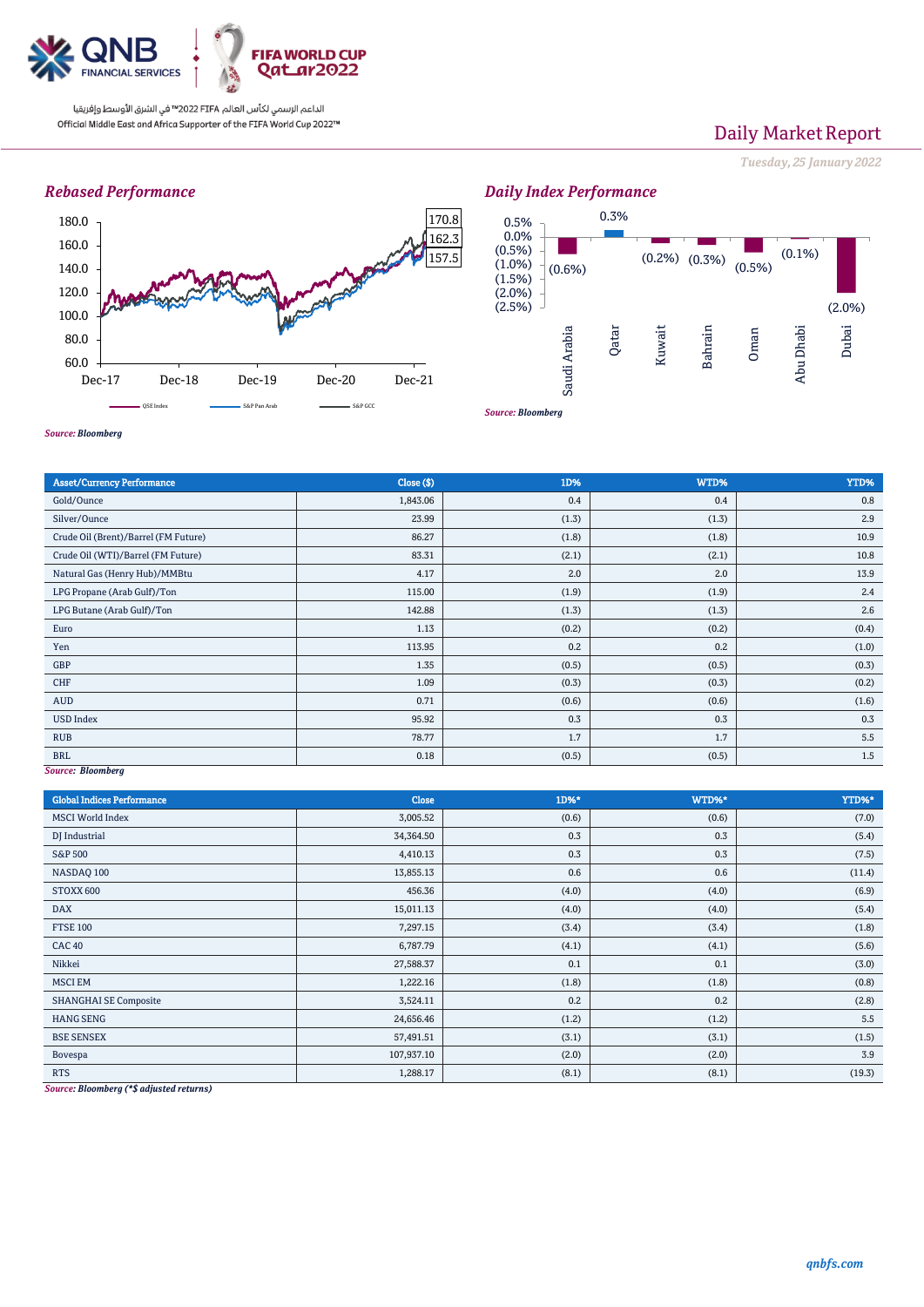الداعم الرسمي لكأس العالم FIFA 2022™ في الشرق الأوسط وإفريقيا
Official Middle East and Africa Supporter of the FIFA World Cup 2022™

# Daily Market Report

*Tuesday, 25 January 2022*

## *Rebased Performance*

180.0
160.0
140.0
120.0
100.0
80.0
60.0

Dec-17 | Dec-18 | Dec-19 | Dec-20 | Dec-21

170.8
162.3
157.5

QSE Index — S&P Pan Arab — S&P GCC

***Source: Bloomberg***

## *Daily Index Performance*

| Saudi Arabia | Qatar | Kuwait | Bahrain | Oman | Abu Dhabi | Dubai |
|---|---|---|---|---|---|---|
| (0.6%) | 0.3% | (0.2%) | (0.3%) | (0.5%) | (0.1%) | (2.0%) |

***Source: Bloomberg***

| Asset/Currency Performance | Close ($) | 1D% | WTD% | YTD% |
|---|---|---|---|---|
| Gold/Ounce | 1,843.06 | 0.4 | 0.4 | 0.8 |
| Silver/Ounce | 23.99 | (1.3) | (1.3) | 2.9 |
| Crude Oil (Brent)/Barrel (FM Future) | 86.27 | (1.8) | (1.8) | 10.9 |
| Crude Oil (WTI)/Barrel (FM Future) | 83.31 | (2.1) | (2.1) | 10.8 |
| Natural Gas (Henry Hub)/MMBtu | 4.17 | 2.0 | 2.0 | 13.9 |
| LPG Propane (Arab Gulf)/Ton | 115.00 | (1.9) | (1.9) | 2.4 |
| LPG Butane (Arab Gulf)/Ton | 142.88 | (1.3) | (1.3) | 2.6 |
| Euro | 1.13 | (0.2) | (0.2) | (0.4) |
| Yen | 113.95 | 0.2 | 0.2 | (1.0) |
| GBP | 1.35 | (0.5) | (0.5) | (0.3) |
| CHF | 1.09 | (0.3) | (0.3) | (0.2) |
| AUD | 0.71 | (0.6) | (0.6) | (1.6) |
| USD Index | 95.92 | 0.3 | 0.3 | 0.3 |
| RUB | 78.77 | 1.7 | 1.7 | 5.5 |
| BRL | 0.18 | (0.5) | (0.5) | 1.5 |

***Source: Bloomberg***

| Global Indices Performance | Close | 1D%* | WTD%* | YTD%* |
|---|---|---|---|---|
| MSCI World Index | 3,005.52 | (0.6) | (0.6) | (7.0) |
| DJ Industrial | 34,364.50 | 0.3 | 0.3 | (5.4) |
| S&P 500 | 4,410.13 | 0.3 | 0.3 | (7.5) |
| NASDAQ 100 | 13,855.13 | 0.6 | 0.6 | (11.4) |
| STOXX 600 | 456.36 | (4.0) | (4.0) | (6.9) |
| DAX | 15,011.13 | (4.0) | (4.0) | (5.4) |
| FTSE 100 | 7,297.15 | (3.4) | (3.4) | (1.8) |
| CAC 40 | 6,787.79 | (4.1) | (4.1) | (5.6) |
| Nikkei | 27,588.37 | 0.1 | 0.1 | (3.0) |
| MSCI EM | 1,222.16 | (1.8) | (1.8) | (0.8) |
| SHANGHAI SE Composite | 3,524.11 | 0.2 | 0.2 | (2.8) |
| HANG SENG | 24,656.46 | (1.2) | (1.2) | 5.5 |
| BSE SENSEX | 57,491.51 | (3.1) | (3.1) | (1.5) |
| Bovespa | 107,937.10 | (2.0) | (2.0) | 3.9 |
| RTS | 1,288.17 | (8.1) | (8.1) | (19.3) |

***Source: Bloomberg (*$ adjusted returns)***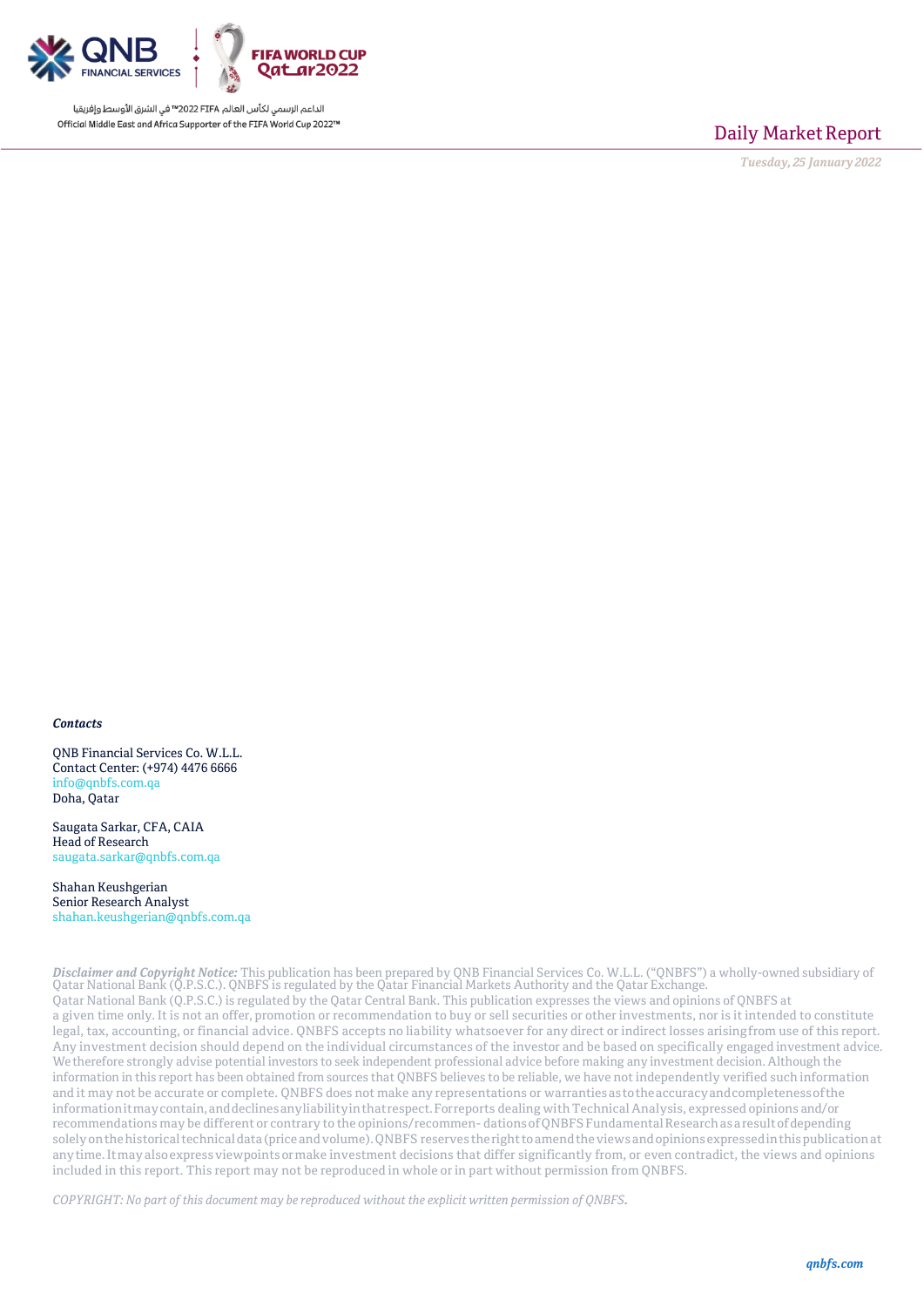***Contacts***

QNB Financial Services Co. W.L.L.
Contact Center: (+974) 4476 6666
info@qnbfs.com.qa
Doha, Qatar

Saugata Sarkar, CFA, CAIA
Head of Research
saugata.sarkar@qnbfs.com.qa

Shahan Keushgerian
Senior Research Analyst
shahan.keushgerian@qnbfs.com.qa

***Disclaimer and Copyright Notice:*** This publication has been prepared by QNB Financial Services Co. W.L.L. ("QNBFS") a wholly-owned subsidiary of Qatar National Bank (Q.P.S.C.). QNBFS is regulated by the Qatar Financial Markets Authority and the Qatar Exchange. Qatar National Bank (Q.P.S.C.) is regulated by the Qatar Central Bank. This publication expresses the views and opinions of QNBFS at a given time only. It is not an offer, promotion or recommendation to buy or sell securities or other investments, nor is it intended to constitute legal, tax, accounting, or financial advice. QNBFS accepts no liability whatsoever for any direct or indirect losses arising from use of this report. Any investment decision should depend on the individual circumstances of the investor and be based on specifically engaged investment advice. We therefore strongly advise potential investors to seek independent professional advice before making any investment decision. Although the information in this report has been obtained from sources that QNBFS believes to be reliable, we have not independently verified such information and it may not be accurate or complete. QNBFS does not make any representations or warranties as to the accuracy and completeness of the information it may contain, and declines any liability in that respect. For reports dealing with Technical Analysis, expressed opinions and/or recommendations may be different or contrary to the opinions/recommen- dations of QNBFS Fundamental Research as a result of depending solely on the historical technical data (price and volume). QNBFS reserves the right to amend the views and opinions expressed in this publication at any time. It may also express viewpoints or make investment decisions that differ significantly from, or even contradict, the views and opinions included in this report. This report may not be reproduced in whole or in part without permission from QNBFS.

*COPYRIGHT: No part of this document may be reproduced without the explicit written permission of QNBFS.*